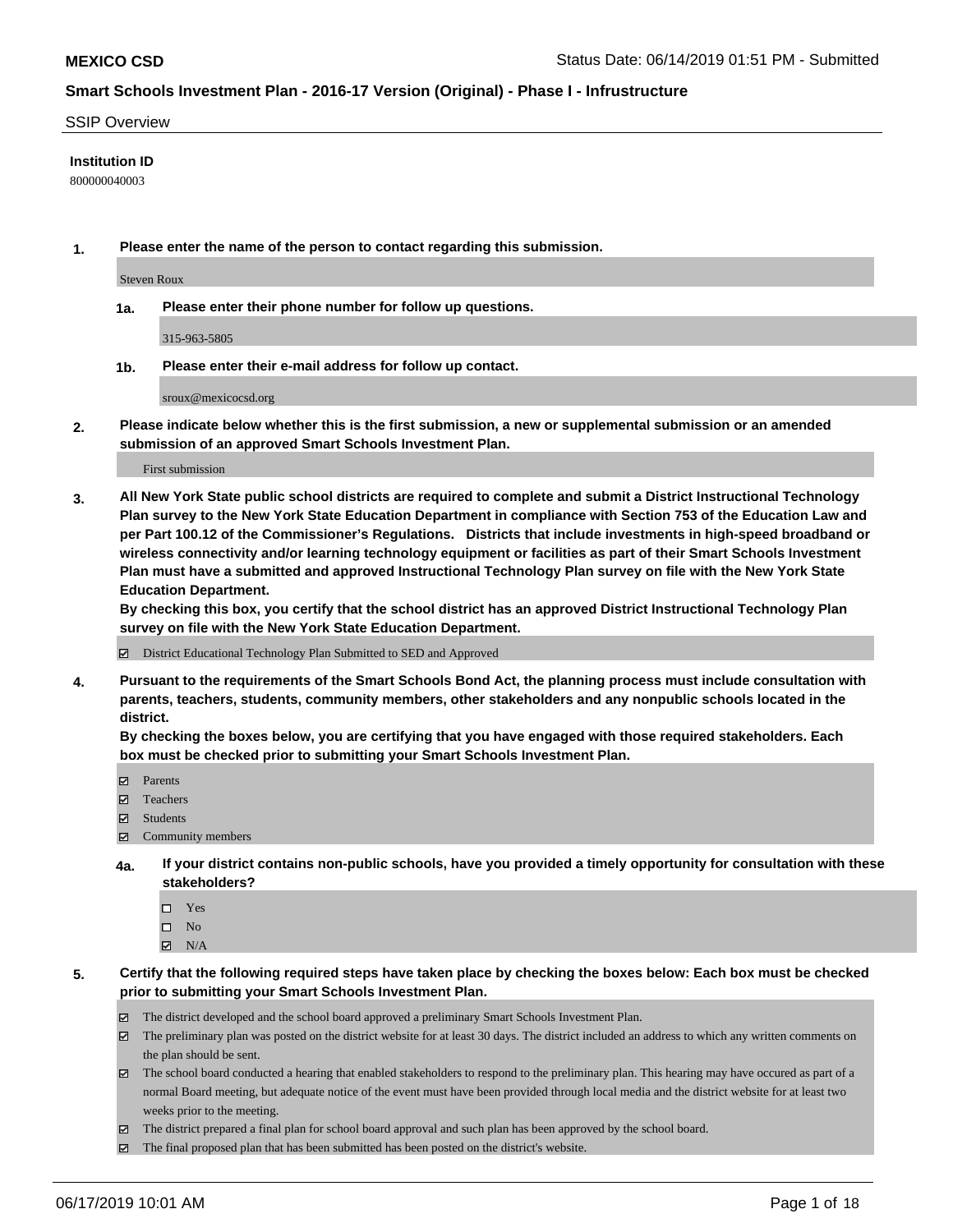**MEXICO CSD**

Status Date: 06/14/2019 01:51 PM - Submitted

## Smart Schools Investment Plan - 2016-17 Version (Original) - Phase I - Infrustructure

SSIP Overview

**Institution ID**

800000040003

**1. Please enter the name of the person to contact regarding this submission.**

Steven Roux

**1a. Please enter their phone number for follow up questions.**

315-963-5805

**1b. Please enter their e-mail address for follow up contact.**

sroux@mexicocsd.org

**2. Please indicate below whether this is the first submission, a new or supplemental submission or an amended submission of an approved Smart Schools Investment Plan.**

First submission

**3. All New York State public school districts are required to complete and submit a District Instructional Technology Plan survey to the New York State Education Department in compliance with Section 753 of the Education Law and per Part 100.12 of the Commissioner's Regulations. Districts that include investments in high-speed broadband or wireless connectivity and/or learning technology equipment or facilities as part of their Smart Schools Investment Plan must have a submitted and approved Instructional Technology Plan survey on file with the New York State Education Department.**
**By checking this box, you certify that the school district has an approved District Instructional Technology Plan survey on file with the New York State Education Department.**

- [x] District Educational Technology Plan Submitted to SED and Approved

**4. Pursuant to the requirements of the Smart Schools Bond Act, the planning process must include consultation with parents, teachers, students, community members, other stakeholders and any nonpublic schools located in the district.**
**By checking the boxes below, you are certifying that you have engaged with those required stakeholders. Each box must be checked prior to submitting your Smart Schools Investment Plan.**

- [x] Parents
- [x] Teachers
- [x] Students
- [x] Community members

**4a. If your district contains non-public schools, have you provided a timely opportunity for consultation with these stakeholders?**

- [ ] Yes
- [ ] No
- [x] N/A

**5. Certify that the following required steps have taken place by checking the boxes below: Each box must be checked prior to submitting your Smart Schools Investment Plan.**

- [x] The district developed and the school board approved a preliminary Smart Schools Investment Plan.
- [x] The preliminary plan was posted on the district website for at least 30 days. The district included an address to which any written comments on the plan should be sent.
- [x] The school board conducted a hearing that enabled stakeholders to respond to the preliminary plan. This hearing may have occured as part of a normal Board meeting, but adequate notice of the event must have been provided through local media and the district website for at least two weeks prior to the meeting.
- [x] The district prepared a final plan for school board approval and such plan has been approved by the school board.
- [x] The final proposed plan that has been submitted has been posted on the district's website.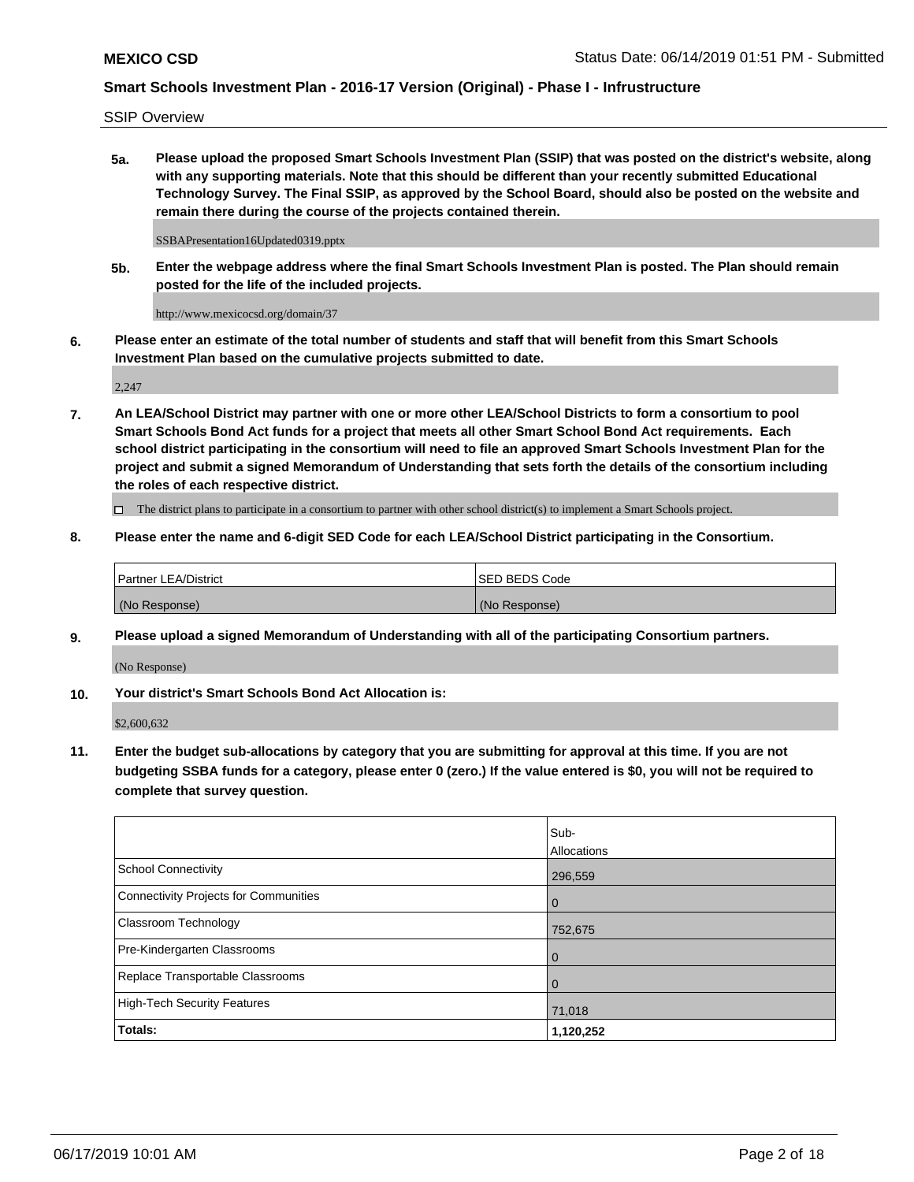SSIP Overview

**5a. Please upload the proposed Smart Schools Investment Plan (SSIP) that was posted on the district's website, along with any supporting materials. Note that this should be different than your recently submitted Educational Technology Survey. The Final SSIP, as approved by the School Board, should also be posted on the website and remain there during the course of the projects contained therein.**

SSBAPresentation16Updated0319.pptx

**5b. Enter the webpage address where the final Smart Schools Investment Plan is posted. The Plan should remain posted for the life of the included projects.**

http://www.mexicocsd.org/domain/37

**6. Please enter an estimate of the total number of students and staff that will benefit from this Smart Schools Investment Plan based on the cumulative projects submitted to date.**

2,247

**7. An LEA/School District may partner with one or more other LEA/School Districts to form a consortium to pool Smart Schools Bond Act funds for a project that meets all other Smart School Bond Act requirements. Each school district participating in the consortium will need to file an approved Smart Schools Investment Plan for the project and submit a signed Memorandum of Understanding that sets forth the details of the consortium including the roles of each respective district.**

☐ The district plans to participate in a consortium to partner with other school district(s) to implement a Smart Schools project.

**8. Please enter the name and 6-digit SED Code for each LEA/School District participating in the Consortium.**

| Partner LEA/District | SED BEDS Code |
|---|---|
| (No Response) | (No Response) |

**9. Please upload a signed Memorandum of Understanding with all of the participating Consortium partners.**

(No Response)

**10. Your district's Smart Schools Bond Act Allocation is:**

$2,600,632

**11. Enter the budget sub-allocations by category that you are submitting for approval at this time. If you are not budgeting SSBA funds for a category, please enter 0 (zero.) If the value entered is $0, you will not be required to complete that survey question.**

| | Sub-Allocations |
|---|---|
| School Connectivity | 296,559 |
| Connectivity Projects for Communities | 0 |
| Classroom Technology | 752,675 |
| Pre-Kindergarten Classrooms | 0 |
| Replace Transportable Classrooms | 0 |
| High-Tech Security Features | 71,018 |
| **Totals:** | **1,120,252** |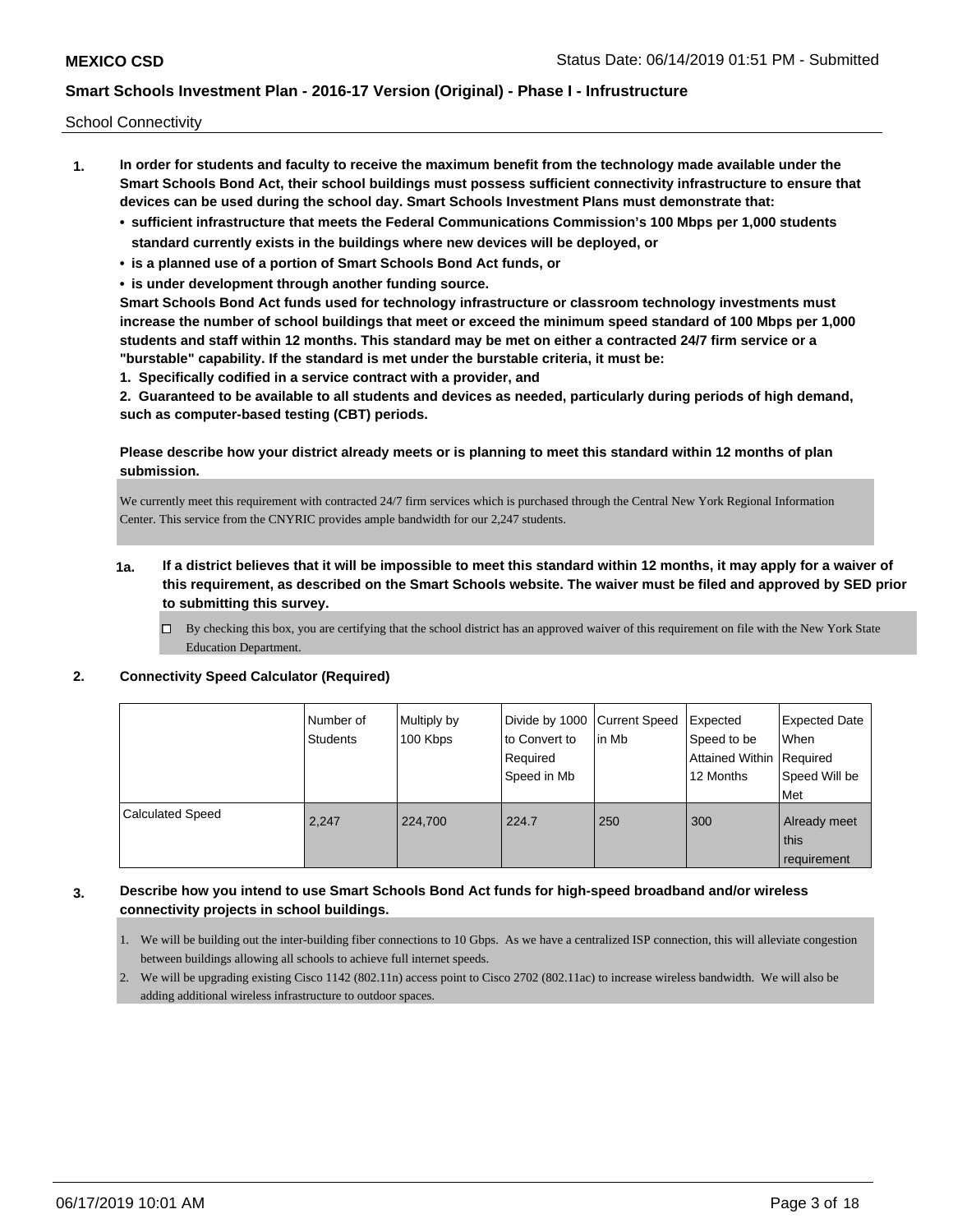School Connectivity

1. **In order for students and faculty to receive the maximum benefit from the technology made available under the Smart Schools Bond Act, their school buildings must possess sufficient connectivity infrastructure to ensure that devices can be used during the school day. Smart Schools Investment Plans must demonstrate that:**
   - **sufficient infrastructure that meets the Federal Communications Commission's 100 Mbps per 1,000 students standard currently exists in the buildings where new devices will be deployed, or**
   - **is a planned use of a portion of Smart Schools Bond Act funds, or**
   - **is under development through another funding source.**

   **Smart Schools Bond Act funds used for technology infrastructure or classroom technology investments must increase the number of school buildings that meet or exceed the minimum speed standard of 100 Mbps per 1,000 students and staff within 12 months. This standard may be met on either a contracted 24/7 firm service or a "burstable" capability. If the standard is met under the burstable criteria, it must be:**

   **1. Specifically codified in a service contract with a provider, and**

   **2. Guaranteed to be available to all students and devices as needed, particularly during periods of high demand, such as computer-based testing (CBT) periods.**

   **Please describe how your district already meets or is planning to meet this standard within 12 months of plan submission.**

   We currently meet this requirement with contracted 24/7 firm services which is purchased through the Central New York Regional Information Center. This service from the CNYRIC provides ample bandwidth for our 2,247 students.

   **1a. If a district believes that it will be impossible to meet this standard within 12 months, it may apply for a waiver of this requirement, as described on the Smart Schools website. The waiver must be filed and approved by SED prior to submitting this survey.**

   ☐ By checking this box, you are certifying that the school district has an approved waiver of this requirement on file with the New York State Education Department.

2. **Connectivity Speed Calculator (Required)**

| | Number of Students | Multiply by 100 Kbps | Divide by 1000 to Convert to Required Speed in Mb | Current Speed in Mb | Expected Speed to be Attained Within 12 Months | Expected Date When Required Speed Will be Met |
|---|---|---|---|---|---|---|
| Calculated Speed | 2,247 | 224,700 | 224.7 | 250 | 300 | Already meet this requirement |

3. **Describe how you intend to use Smart Schools Bond Act funds for high-speed broadband and/or wireless connectivity projects in school buildings.**

   1. We will be building out the inter-building fiber connections to 10 Gbps. As we have a centralized ISP connection, this will alleviate congestion between buildings allowing all schools to achieve full internet speeds.
   2. We will be upgrading existing Cisco 1142 (802.11n) access point to Cisco 2702 (802.11ac) to increase wireless bandwidth. We will also be adding additional wireless infrastructure to outdoor spaces.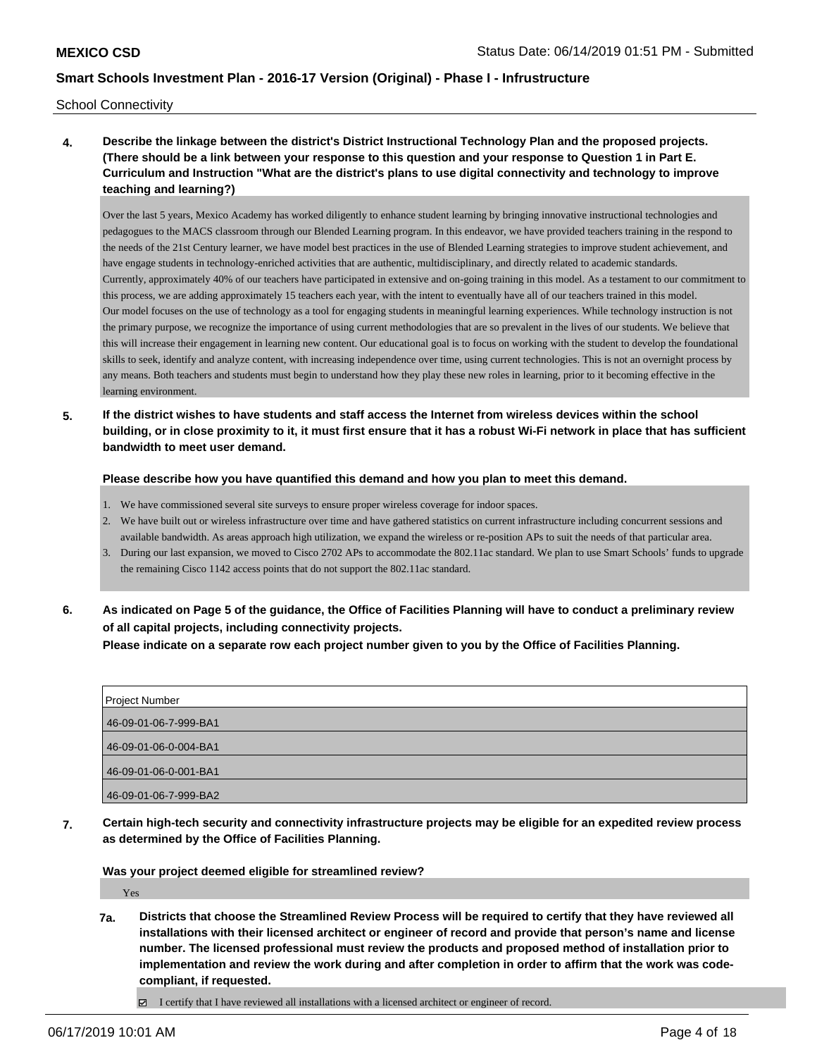School Connectivity

**4. Describe the linkage between the district's District Instructional Technology Plan and the proposed projects. (There should be a link between your response to this question and your response to Question 1 in Part E. Curriculum and Instruction "What are the district's plans to use digital connectivity and technology to improve teaching and learning?)**

Over the last 5 years, Mexico Academy has worked diligently to enhance student learning by bringing innovative instructional technologies and pedagogues to the MACS classroom through our Blended Learning program. In this endeavor, we have provided teachers training in the respond to the needs of the 21st Century learner, we have model best practices in the use of Blended Learning strategies to improve student achievement, and have engage students in technology-enriched activities that are authentic, multidisciplinary, and directly related to academic standards.
Currently, approximately 40% of our teachers have participated in extensive and on-going training in this model. As a testament to our commitment to this process, we are adding approximately 15 teachers each year, with the intent to eventually have all of our teachers trained in this model.
Our model focuses on the use of technology as a tool for engaging students in meaningful learning experiences. While technology instruction is not the primary purpose, we recognize the importance of using current methodologies that are so prevalent in the lives of our students. We believe that this will increase their engagement in learning new content. Our educational goal is to focus on working with the student to develop the foundational skills to seek, identify and analyze content, with increasing independence over time, using current technologies. This is not an overnight process by any means. Both teachers and students must begin to understand how they play these new roles in learning, prior to it becoming effective in the learning environment.

**5. If the district wishes to have students and staff access the Internet from wireless devices within the school building, or in close proximity to it, it must first ensure that it has a robust Wi-Fi network in place that has sufficient bandwidth to meet user demand.**

**Please describe how you have quantified this demand and how you plan to meet this demand.**

1. We have commissioned several site surveys to ensure proper wireless coverage for indoor spaces.
2. We have built out or wireless infrastructure over time and have gathered statistics on current infrastructure including concurrent sessions and available bandwidth. As areas approach high utilization, we expand the wireless or re-position APs to suit the needs of that particular area.
3. During our last expansion, we moved to Cisco 2702 APs to accommodate the 802.11ac standard. We plan to use Smart Schools' funds to upgrade the remaining Cisco 1142 access points that do not support the 802.11ac standard.

**6. As indicated on Page 5 of the guidance, the Office of Facilities Planning will have to conduct a preliminary review of all capital projects, including connectivity projects.**
**Please indicate on a separate row each project number given to you by the Office of Facilities Planning.**

| Project Number |
|---|
| 46-09-01-06-7-999-BA1 |
| 46-09-01-06-0-004-BA1 |
| 46-09-01-06-0-001-BA1 |
| 46-09-01-06-7-999-BA2 |

**7. Certain high-tech security and connectivity infrastructure projects may be eligible for an expedited review process as determined by the Office of Facilities Planning.**

**Was your project deemed eligible for streamlined review?**

Yes

**7a. Districts that choose the Streamlined Review Process will be required to certify that they have reviewed all installations with their licensed architect or engineer of record and provide that person's name and license number. The licensed professional must review the products and proposed method of installation prior to implementation and review the work during and after completion in order to affirm that the work was code-compliant, if requested.**

☑ I certify that I have reviewed all installations with a licensed architect or engineer of record.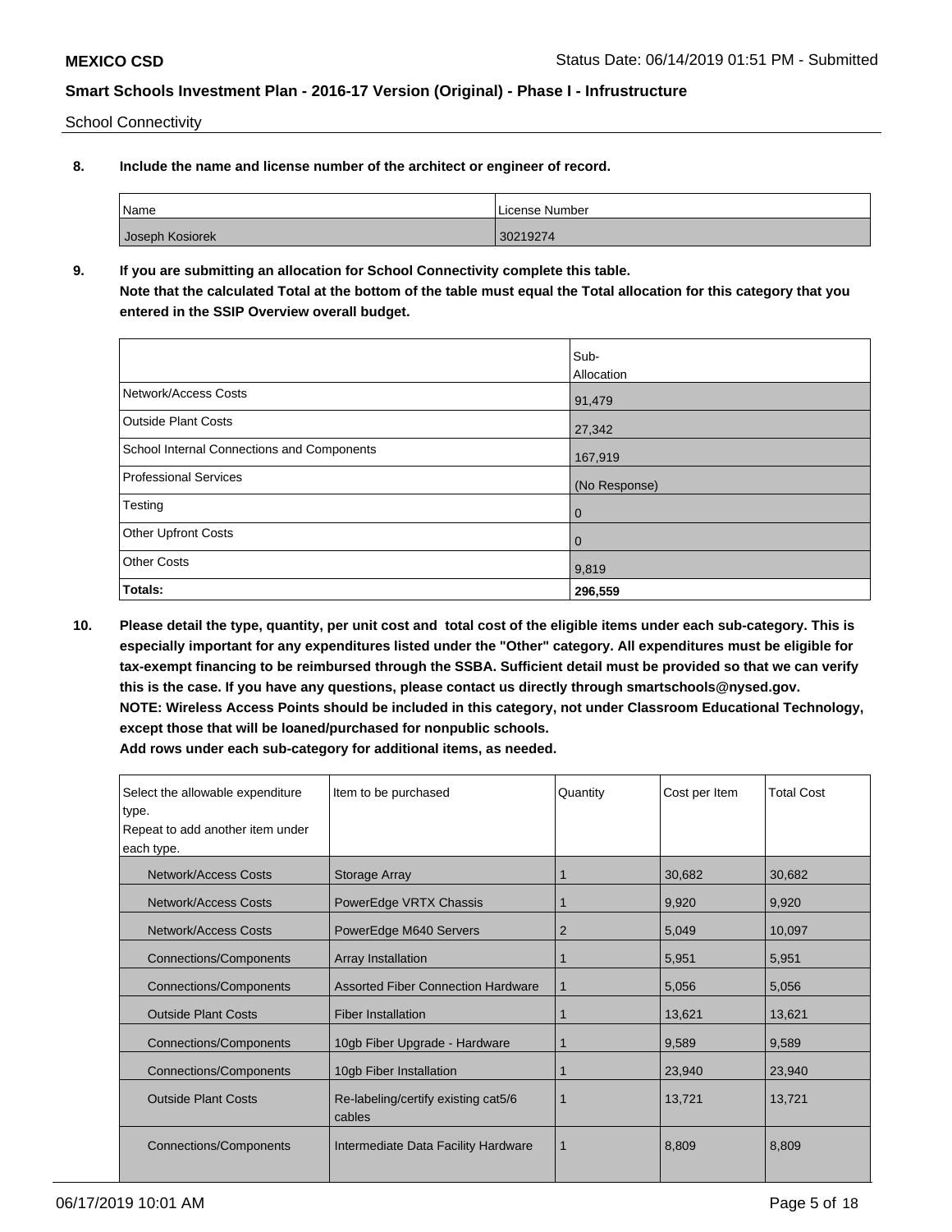School Connectivity

**8. Include the name and license number of the architect or engineer of record.**

| Name | License Number |
|---|---|
| Joseph Kosiorek | 30219274 |

**9. If you are submitting an allocation for School Connectivity complete this table.**
**Note that the calculated Total at the bottom of the table must equal the Total allocation for this category that you entered in the SSIP Overview overall budget.**

| | Sub-Allocation |
|---|---|
| Network/Access Costs | 91,479 |
| Outside Plant Costs | 27,342 |
| School Internal Connections and Components | 167,919 |
| Professional Services | (No Response) |
| Testing | 0 |
| Other Upfront Costs | 0 |
| Other Costs | 9,819 |
| **Totals:** | **296,559** |

**10. Please detail the type, quantity, per unit cost and total cost of the eligible items under each sub-category. This is especially important for any expenditures listed under the "Other" category. All expenditures must be eligible for tax-exempt financing to be reimbursed through the SSBA. Sufficient detail must be provided so that we can verify this is the case. If you have any questions, please contact us directly through smartschools@nysed.gov.**
**NOTE: Wireless Access Points should be included in this category, not under Classroom Educational Technology, except those that will be loaned/purchased for nonpublic schools.**
**Add rows under each sub-category for additional items, as needed.**

| Select the allowable expenditure type. Repeat to add another item under each type. | Item to be purchased | Quantity | Cost per Item | Total Cost |
|---|---|---|---|---|
| Network/Access Costs | Storage Array | 1 | 30,682 | 30,682 |
| Network/Access Costs | PowerEdge VRTX Chassis | 1 | 9,920 | 9,920 |
| Network/Access Costs | PowerEdge M640 Servers | 2 | 5,049 | 10,097 |
| Connections/Components | Array Installation | 1 | 5,951 | 5,951 |
| Connections/Components | Assorted Fiber Connection Hardware | 1 | 5,056 | 5,056 |
| Outside Plant Costs | Fiber Installation | 1 | 13,621 | 13,621 |
| Connections/Components | 10gb Fiber Upgrade - Hardware | 1 | 9,589 | 9,589 |
| Connections/Components | 10gb Fiber Installation | 1 | 23,940 | 23,940 |
| Outside Plant Costs | Re-labeling/certify existing cat5/6 cables | 1 | 13,721 | 13,721 |
| Connections/Components | Intermediate Data Facility Hardware | 1 | 8,809 | 8,809 |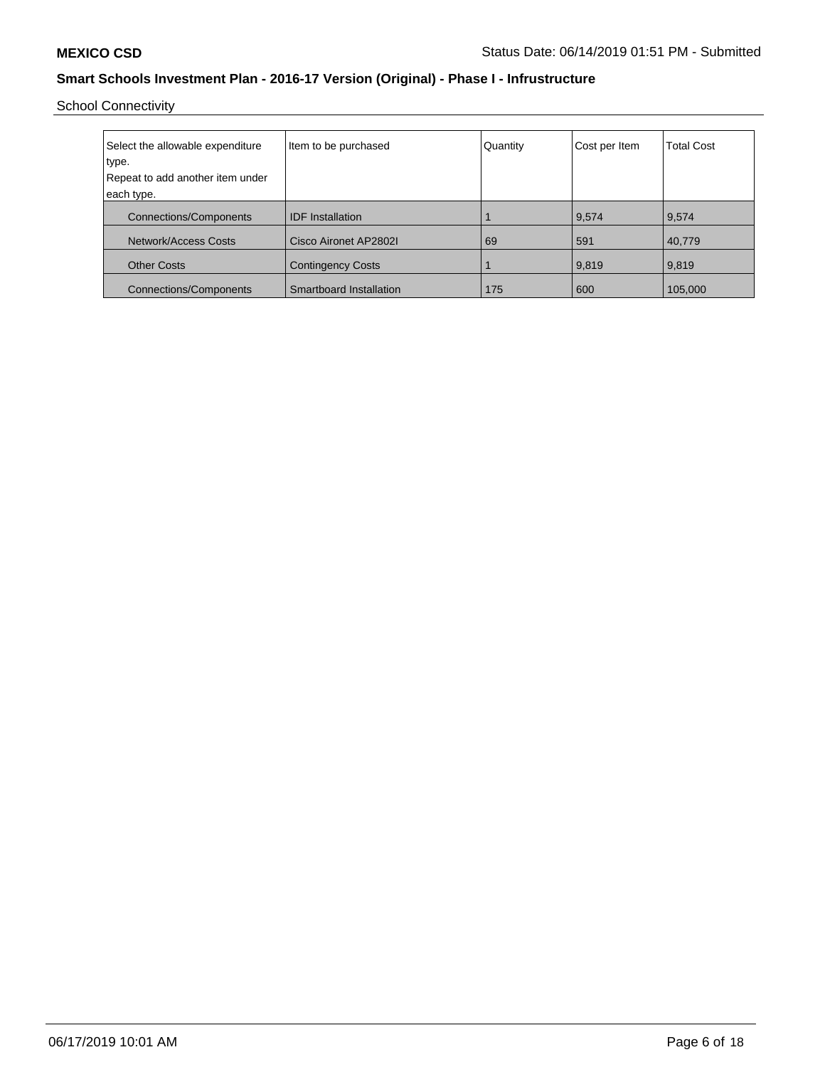School Connectivity

| Select the allowable expenditure type. Repeat to add another item under each type. | Item to be purchased | Quantity | Cost per Item | Total Cost |
|---|---|---|---|---|
| Connections/Components | IDF Installation | 1 | 9,574 | 9,574 |
| Network/Access Costs | Cisco Aironet AP2802I | 69 | 591 | 40,779 |
| Other Costs | Contingency Costs | 1 | 9,819 | 9,819 |
| Connections/Components | Smartboard Installation | 175 | 600 | 105,000 |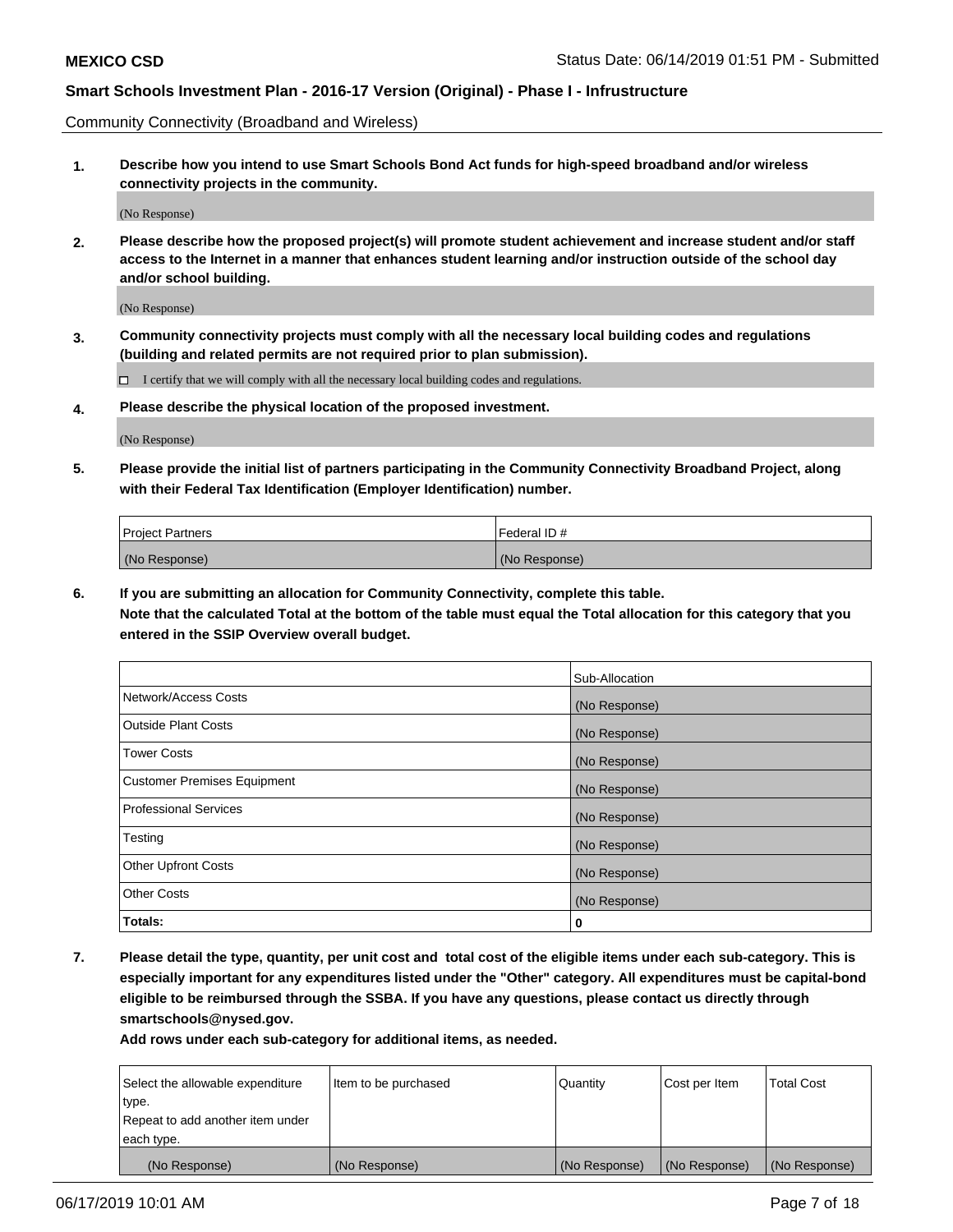Community Connectivity (Broadband and Wireless)

**1. Describe how you intend to use Smart Schools Bond Act funds for high-speed broadband and/or wireless connectivity projects in the community.**

(No Response)

**2. Please describe how the proposed project(s) will promote student achievement and increase student and/or staff access to the Internet in a manner that enhances student learning and/or instruction outside of the school day and/or school building.**

(No Response)

**3. Community connectivity projects must comply with all the necessary local building codes and regulations (building and related permits are not required prior to plan submission).**

☐ I certify that we will comply with all the necessary local building codes and regulations.

**4. Please describe the physical location of the proposed investment.**

(No Response)

**5. Please provide the initial list of partners participating in the Community Connectivity Broadband Project, along with their Federal Tax Identification (Employer Identification) number.**

| Project Partners | Federal ID # |
|---|---|
| (No Response) | (No Response) |

**6. If you are submitting an allocation for Community Connectivity, complete this table.**
**Note that the calculated Total at the bottom of the table must equal the Total allocation for this category that you entered in the SSIP Overview overall budget.**

| | Sub-Allocation |
|---|---|
| Network/Access Costs | (No Response) |
| Outside Plant Costs | (No Response) |
| Tower Costs | (No Response) |
| Customer Premises Equipment | (No Response) |
| Professional Services | (No Response) |
| Testing | (No Response) |
| Other Upfront Costs | (No Response) |
| Other Costs | (No Response) |
| **Totals:** | **0** |

**7. Please detail the type, quantity, per unit cost and total cost of the eligible items under each sub-category. This is especially important for any expenditures listed under the "Other" category. All expenditures must be capital-bond eligible to be reimbursed through the SSBA. If you have any questions, please contact us directly through smartschools@nysed.gov.**
**Add rows under each sub-category for additional items, as needed.**

| Select the allowable expenditure type. Repeat to add another item under each type. | Item to be purchased | Quantity | Cost per Item | Total Cost |
|---|---|---|---|---|
| (No Response) | (No Response) | (No Response) | (No Response) | (No Response) |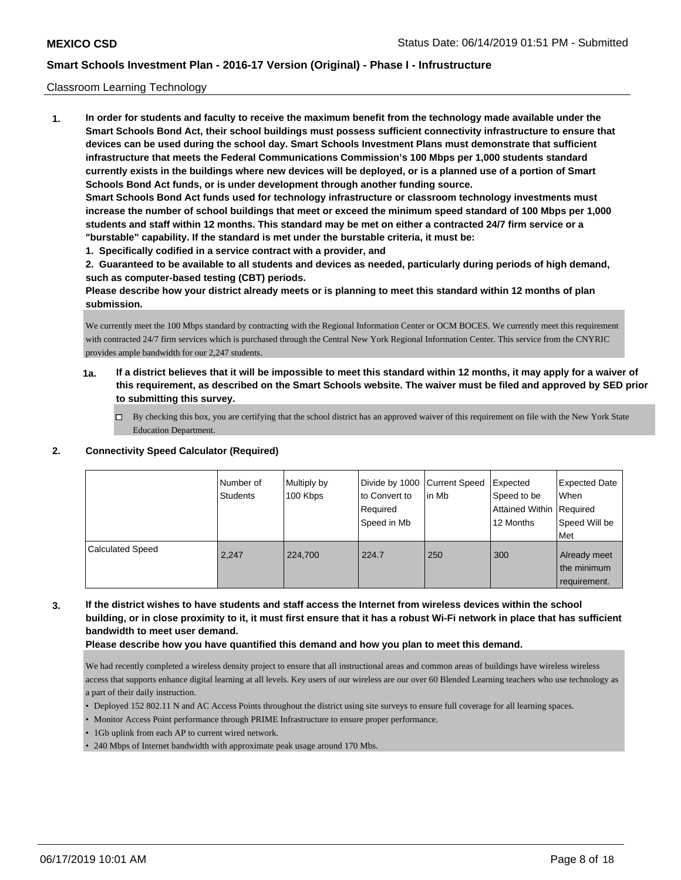Classroom Learning Technology

**1. In order for students and faculty to receive the maximum benefit from the technology made available under the Smart Schools Bond Act, their school buildings must possess sufficient connectivity infrastructure to ensure that devices can be used during the school day. Smart Schools Investment Plans must demonstrate that sufficient infrastructure that meets the Federal Communications Commission's 100 Mbps per 1,000 students standard currently exists in the buildings where new devices will be deployed, or is a planned use of a portion of Smart Schools Bond Act funds, or is under development through another funding source.**

**Smart Schools Bond Act funds used for technology infrastructure or classroom technology investments must increase the number of school buildings that meet or exceed the minimum speed standard of 100 Mbps per 1,000 students and staff within 12 months. This standard may be met on either a contracted 24/7 firm service or a "burstable" capability. If the standard is met under the burstable criteria, it must be:**

**1. Specifically codified in a service contract with a provider, and**

**2. Guaranteed to be available to all students and devices as needed, particularly during periods of high demand, such as computer-based testing (CBT) periods.**

**Please describe how your district already meets or is planning to meet this standard within 12 months of plan submission.**

We currently meet the 100 Mbps standard by contracting with the Regional Information Center or OCM BOCES. We currently meet this requirement with contracted 24/7 firm services which is purchased through the Central New York Regional Information Center. This service from the CNYRIC provides ample bandwidth for our 2,247 students.

**1a. If a district believes that it will be impossible to meet this standard within 12 months, it may apply for a waiver of this requirement, as described on the Smart Schools website. The waiver must be filed and approved by SED prior to submitting this survey.**

☐ By checking this box, you are certifying that the school district has an approved waiver of this requirement on file with the New York State Education Department.

**2. Connectivity Speed Calculator (Required)**

| | Number of Students | Multiply by 100 Kbps | Divide by 1000 to Convert to Required Speed in Mb | Current Speed in Mb | Expected Speed to be Attained Within 12 Months | Expected Date When Required Speed Will be Met |
|---|---|---|---|---|---|---|
| Calculated Speed | 2,247 | 224,700 | 224.7 | 250 | 300 | Already meet the minimum requirement. |

**3. If the district wishes to have students and staff access the Internet from wireless devices within the school building, or in close proximity to it, it must first ensure that it has a robust Wi-Fi network in place that has sufficient bandwidth to meet user demand.**

**Please describe how you have quantified this demand and how you plan to meet this demand.**

We had recently completed a wireless density project to ensure that all instructional areas and common areas of buildings have wireless wireless access that supports enhance digital learning at all levels. Key users of our wireless are our over 60 Blended Learning teachers who use technology as a part of their daily instruction.

- Deployed 152 802.11 N and AC Access Points throughout the district using site surveys to ensure full coverage for all learning spaces.
- Monitor Access Point performance through PRIME Infrastructure to ensure proper performance.
- 1Gb uplink from each AP to current wired network.
- 240 Mbps of Internet bandwidth with approximate peak usage around 170 Mbs.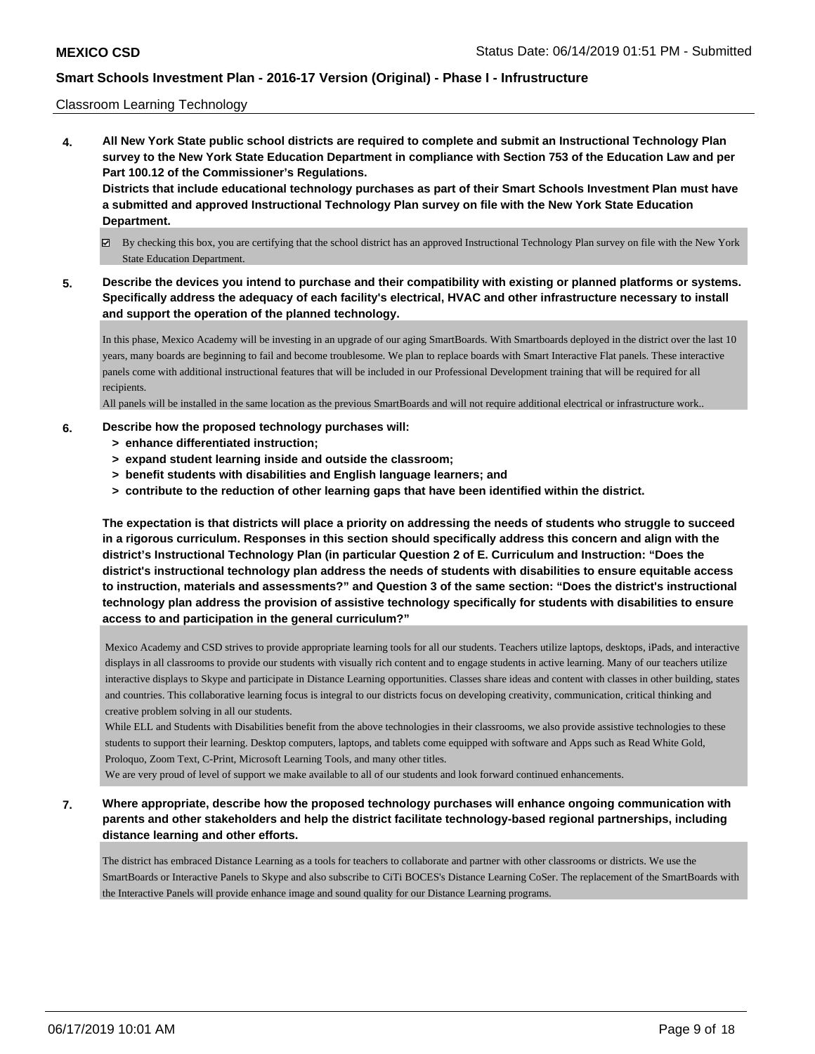Classroom Learning Technology

**4. All New York State public school districts are required to complete and submit an Instructional Technology Plan survey to the New York State Education Department in compliance with Section 753 of the Education Law and per Part 100.12 of the Commissioner's Regulations.**

**Districts that include educational technology purchases as part of their Smart Schools Investment Plan must have a submitted and approved Instructional Technology Plan survey on file with the New York State Education Department.**

☑ By checking this box, you are certifying that the school district has an approved Instructional Technology Plan survey on file with the New York State Education Department.

**5. Describe the devices you intend to purchase and their compatibility with existing or planned platforms or systems. Specifically address the adequacy of each facility's electrical, HVAC and other infrastructure necessary to install and support the operation of the planned technology.**

In this phase, Mexico Academy will be investing in an upgrade of our aging SmartBoards. With Smartboards deployed in the district over the last 10 years, many boards are beginning to fail and become troublesome. We plan to replace boards with Smart Interactive Flat panels. These interactive panels come with additional instructional features that will be included in our Professional Development training that will be required for all recipients.

All panels will be installed in the same location as the previous SmartBoards and will not require additional electrical or infrastructure work..

**6. Describe how the proposed technology purchases will:**
- **> enhance differentiated instruction;**
- **> expand student learning inside and outside the classroom;**
- **> benefit students with disabilities and English language learners; and**
- **> contribute to the reduction of other learning gaps that have been identified within the district.**

**The expectation is that districts will place a priority on addressing the needs of students who struggle to succeed in a rigorous curriculum. Responses in this section should specifically address this concern and align with the district's Instructional Technology Plan (in particular Question 2 of E. Curriculum and Instruction: "Does the district's instructional technology plan address the needs of students with disabilities to ensure equitable access to instruction, materials and assessments?" and Question 3 of the same section: "Does the district's instructional technology plan address the provision of assistive technology specifically for students with disabilities to ensure access to and participation in the general curriculum?"**

Mexico Academy and CSD strives to provide appropriate learning tools for all our students. Teachers utilize laptops, desktops, iPads, and interactive displays in all classrooms to provide our students with visually rich content and to engage students in active learning. Many of our teachers utilize interactive displays to Skype and participate in Distance Learning opportunities. Classes share ideas and content with classes in other building, states and countries. This collaborative learning focus is integral to our districts focus on developing creativity, communication, critical thinking and creative problem solving in all our students.

While ELL and Students with Disabilities benefit from the above technologies in their classrooms, we also provide assistive technologies to these students to support their learning. Desktop computers, laptops, and tablets come equipped with software and Apps such as Read White Gold, Proloquo, Zoom Text, C-Print, Microsoft Learning Tools, and many other titles.

We are very proud of level of support we make available to all of our students and look forward continued enhancements.

**7. Where appropriate, describe how the proposed technology purchases will enhance ongoing communication with parents and other stakeholders and help the district facilitate technology-based regional partnerships, including distance learning and other efforts.**

The district has embraced Distance Learning as a tools for teachers to collaborate and partner with other classrooms or districts. We use the SmartBoards or Interactive Panels to Skype and also subscribe to CiTi BOCES's Distance Learning CoSer. The replacement of the SmartBoards with the Interactive Panels will provide enhance image and sound quality for our Distance Learning programs.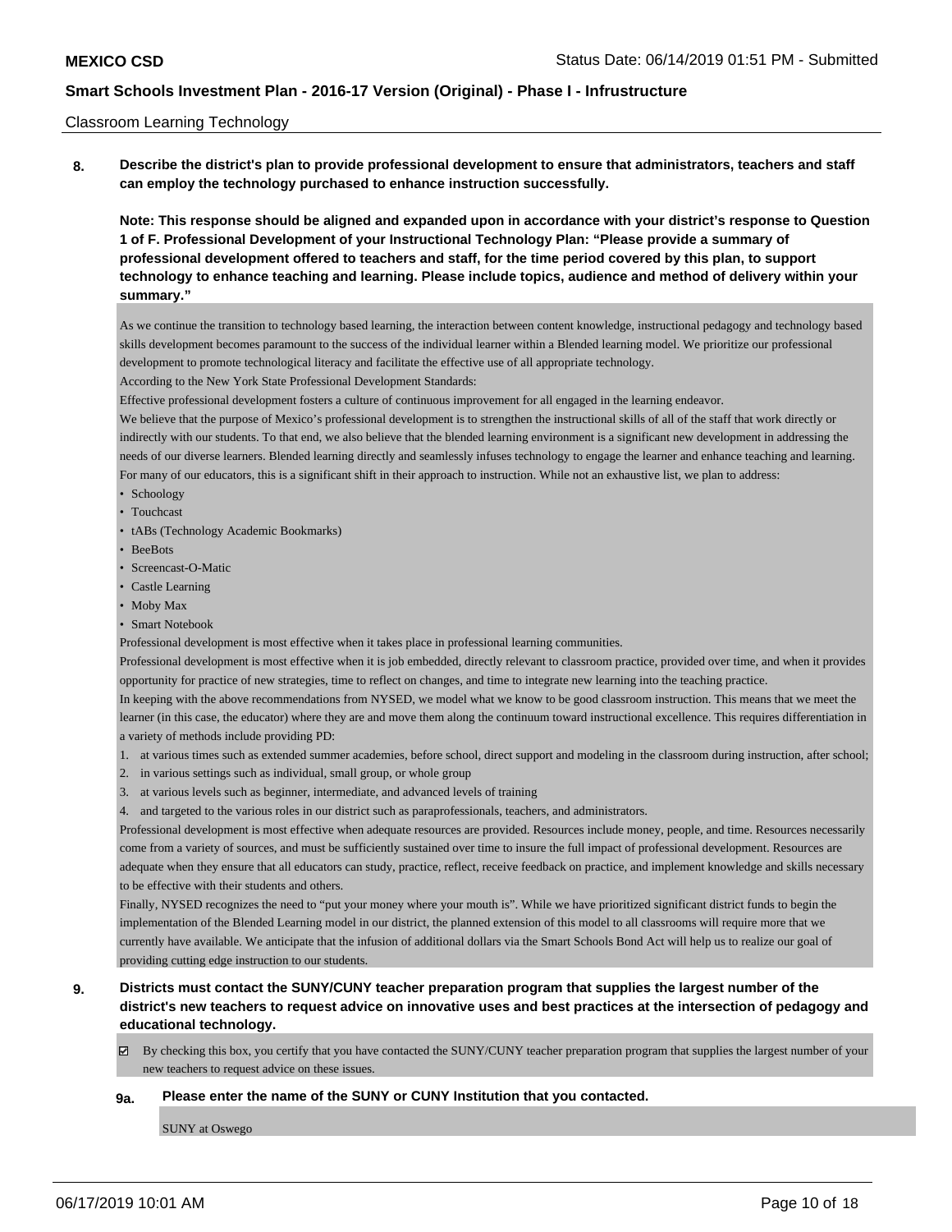Classroom Learning Technology

**8. Describe the district's plan to provide professional development to ensure that administrators, teachers and staff can employ the technology purchased to enhance instruction successfully.**

**Note: This response should be aligned and expanded upon in accordance with your district's response to Question 1 of F. Professional Development of your Instructional Technology Plan: "Please provide a summary of professional development offered to teachers and staff, for the time period covered by this plan, to support technology to enhance teaching and learning. Please include topics, audience and method of delivery within your summary."**

As we continue the transition to technology based learning, the interaction between content knowledge, instructional pedagogy and technology based skills development becomes paramount to the success of the individual learner within a Blended learning model. We prioritize our professional development to promote technological literacy and facilitate the effective use of all appropriate technology.

According to the New York State Professional Development Standards:

Effective professional development fosters a culture of continuous improvement for all engaged in the learning endeavor.

We believe that the purpose of Mexico's professional development is to strengthen the instructional skills of all of the staff that work directly or indirectly with our students. To that end, we also believe that the blended learning environment is a significant new development in addressing the needs of our diverse learners. Blended learning directly and seamlessly infuses technology to engage the learner and enhance teaching and learning. For many of our educators, this is a significant shift in their approach to instruction. While not an exhaustive list, we plan to address:

- Schoology
- Touchcast
- tABs (Technology Academic Bookmarks)
- BeeBots
- Screencast-O-Matic
- Castle Learning
- Moby Max
- Smart Notebook

Professional development is most effective when it takes place in professional learning communities.

Professional development is most effective when it is job embedded, directly relevant to classroom practice, provided over time, and when it provides opportunity for practice of new strategies, time to reflect on changes, and time to integrate new learning into the teaching practice.

In keeping with the above recommendations from NYSED, we model what we know to be good classroom instruction. This means that we meet the learner (in this case, the educator) where they are and move them along the continuum toward instructional excellence. This requires differentiation in a variety of methods include providing PD:

1. at various times such as extended summer academies, before school, direct support and modeling in the classroom during instruction, after school;
2. in various settings such as individual, small group, or whole group
3. at various levels such as beginner, intermediate, and advanced levels of training
4. and targeted to the various roles in our district such as paraprofessionals, teachers, and administrators.

Professional development is most effective when adequate resources are provided. Resources include money, people, and time. Resources necessarily come from a variety of sources, and must be sufficiently sustained over time to insure the full impact of professional development. Resources are adequate when they ensure that all educators can study, practice, reflect, receive feedback on practice, and implement knowledge and skills necessary to be effective with their students and others.

Finally, NYSED recognizes the need to "put your money where your mouth is". While we have prioritized significant district funds to begin the implementation of the Blended Learning model in our district, the planned extension of this model to all classrooms will require more that we currently have available. We anticipate that the infusion of additional dollars via the Smart Schools Bond Act will help us to realize our goal of providing cutting edge instruction to our students.

**9. Districts must contact the SUNY/CUNY teacher preparation program that supplies the largest number of the district's new teachers to request advice on innovative uses and best practices at the intersection of pedagogy and educational technology.**

☑ By checking this box, you certify that you have contacted the SUNY/CUNY teacher preparation program that supplies the largest number of your new teachers to request advice on these issues.

**9a. Please enter the name of the SUNY or CUNY Institution that you contacted.**

SUNY at Oswego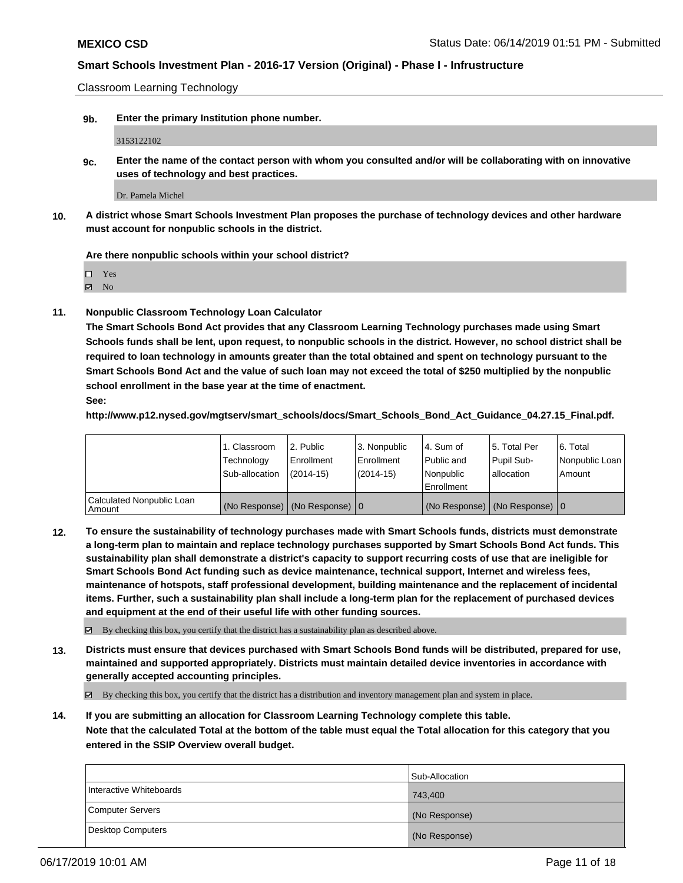Classroom Learning Technology

**9b. Enter the primary Institution phone number.**

3153122102

**9c. Enter the name of the contact person with whom you consulted and/or will be collaborating with on innovative uses of technology and best practices.**

Dr. Pamela Michel

**10. A district whose Smart Schools Investment Plan proposes the purchase of technology devices and other hardware must account for nonpublic schools in the district.**

**Are there nonpublic schools within your school district?**

- ☐ Yes
- ☑ No

**11. Nonpublic Classroom Technology Loan Calculator**

**The Smart Schools Bond Act provides that any Classroom Learning Technology purchases made using Smart Schools funds shall be lent, upon request, to nonpublic schools in the district. However, no school district shall be required to loan technology in amounts greater than the total obtained and spent on technology pursuant to the Smart Schools Bond Act and the value of such loan may not exceed the total of $250 multiplied by the nonpublic school enrollment in the base year at the time of enactment.**

**See:**

**http://www.p12.nysed.gov/mgtserv/smart_schools/docs/Smart_Schools_Bond_Act_Guidance_04.27.15_Final.pdf.**

| | 1. Classroom Technology Sub-allocation | 2. Public Enrollment (2014-15) | 3. Nonpublic Enrollment (2014-15) | 4. Sum of Public and Nonpublic Enrollment | 5. Total Per Pupil Sub-allocation | 6. Total Nonpublic Loan Amount |
|---|---|---|---|---|---|---|
| Calculated Nonpublic Loan Amount | (No Response) | (No Response) | 0 | (No Response) | (No Response) | 0 |

**12. To ensure the sustainability of technology purchases made with Smart Schools funds, districts must demonstrate a long-term plan to maintain and replace technology purchases supported by Smart Schools Bond Act funds. This sustainability plan shall demonstrate a district's capacity to support recurring costs of use that are ineligible for Smart Schools Bond Act funding such as device maintenance, technical support, Internet and wireless fees, maintenance of hotspots, staff professional development, building maintenance and the replacement of incidental items. Further, such a sustainability plan shall include a long-term plan for the replacement of purchased devices and equipment at the end of their useful life with other funding sources.**

☑ By checking this box, you certify that the district has a sustainability plan as described above.

**13. Districts must ensure that devices purchased with Smart Schools Bond funds will be distributed, prepared for use, maintained and supported appropriately. Districts must maintain detailed device inventories in accordance with generally accepted accounting principles.**

☑ By checking this box, you certify that the district has a distribution and inventory management plan and system in place.

**14. If you are submitting an allocation for Classroom Learning Technology complete this table. Note that the calculated Total at the bottom of the table must equal the Total allocation for this category that you entered in the SSIP Overview overall budget.**

| | Sub-Allocation |
|---|---|
| Interactive Whiteboards | 743,400 |
| Computer Servers | (No Response) |
| Desktop Computers | (No Response) |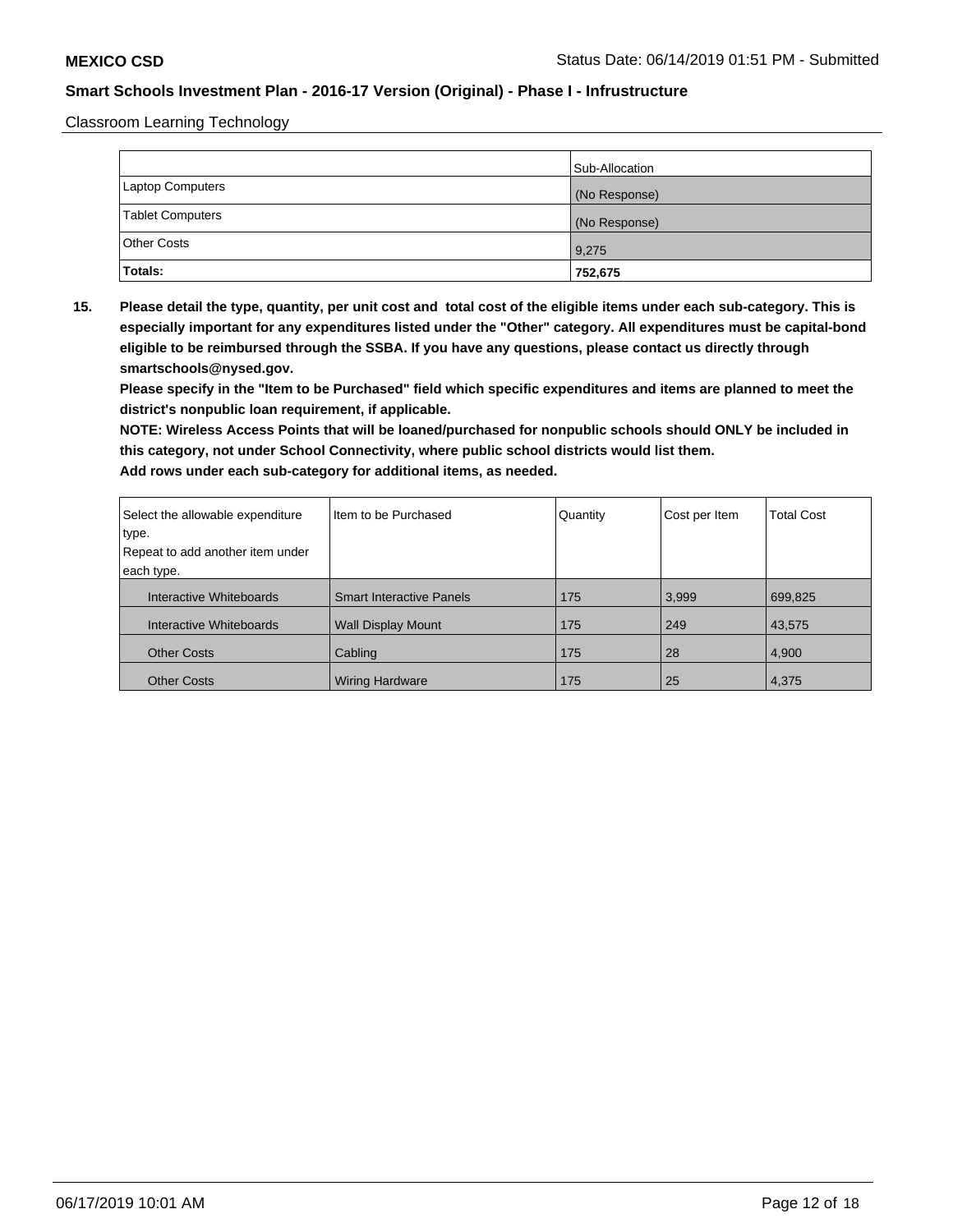Classroom Learning Technology

| | Sub-Allocation |
|---|---|
| Laptop Computers | (No Response) |
| Tablet Computers | (No Response) |
| Other Costs | 9,275 |
| **Totals:** | **752,675** |

**15. Please detail the type, quantity, per unit cost and total cost of the eligible items under each sub-category. This is especially important for any expenditures listed under the "Other" category. All expenditures must be capital-bond eligible to be reimbursed through the SSBA. If you have any questions, please contact us directly through smartschools@nysed.gov.**

**Please specify in the "Item to be Purchased" field which specific expenditures and items are planned to meet the district's nonpublic loan requirement, if applicable.**

**NOTE: Wireless Access Points that will be loaned/purchased for nonpublic schools should ONLY be included in this category, not under School Connectivity, where public school districts would list them.**

**Add rows under each sub-category for additional items, as needed.**

| Select the allowable expenditure type. Repeat to add another item under each type. | Item to be Purchased | Quantity | Cost per Item | Total Cost |
|---|---|---|---|---|
| Interactive Whiteboards | Smart Interactive Panels | 175 | 3,999 | 699,825 |
| Interactive Whiteboards | Wall Display Mount | 175 | 249 | 43,575 |
| Other Costs | Cabling | 175 | 28 | 4,900 |
| Other Costs | Wiring Hardware | 175 | 25 | 4,375 |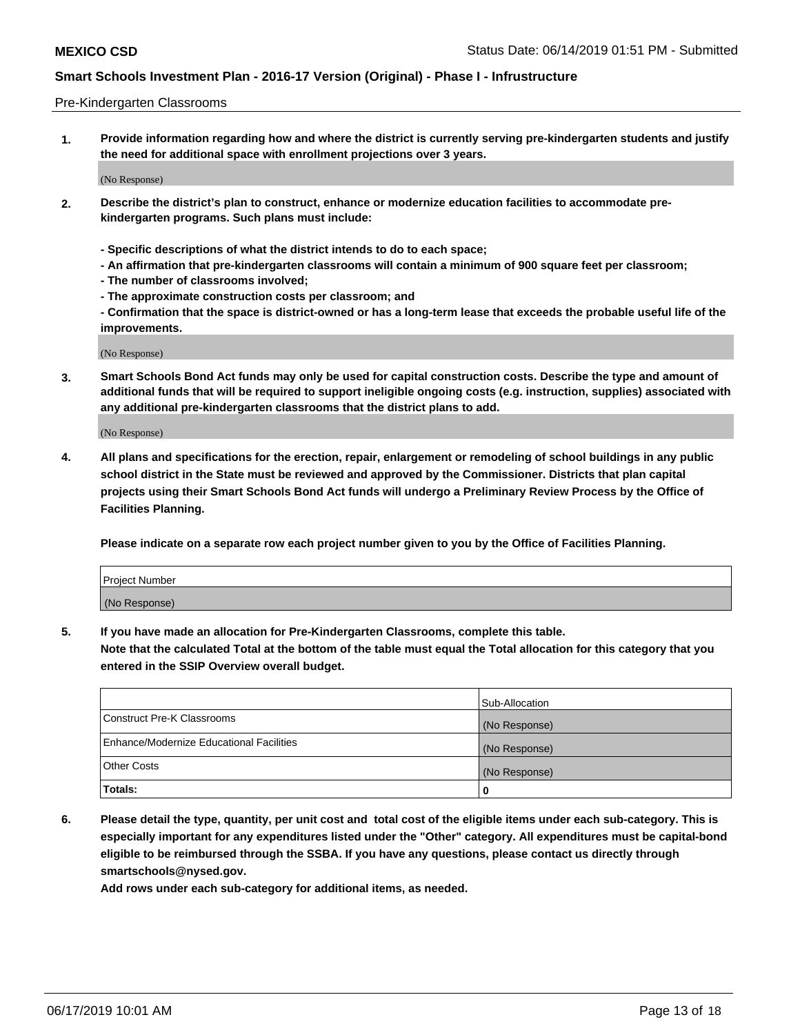Pre-Kindergarten Classrooms

**1. Provide information regarding how and where the district is currently serving pre-kindergarten students and justify the need for additional space with enrollment projections over 3 years.**

(No Response)

**2. Describe the district's plan to construct, enhance or modernize education facilities to accommodate pre-kindergarten programs. Such plans must include:**

**- Specific descriptions of what the district intends to do to each space;**
**- An affirmation that pre-kindergarten classrooms will contain a minimum of 900 square feet per classroom;**
**- The number of classrooms involved;**
**- The approximate construction costs per classroom; and**
**- Confirmation that the space is district-owned or has a long-term lease that exceeds the probable useful life of the improvements.**

(No Response)

**3. Smart Schools Bond Act funds may only be used for capital construction costs. Describe the type and amount of additional funds that will be required to support ineligible ongoing costs (e.g. instruction, supplies) associated with any additional pre-kindergarten classrooms that the district plans to add.**

(No Response)

**4. All plans and specifications for the erection, repair, enlargement or remodeling of school buildings in any public school district in the State must be reviewed and approved by the Commissioner. Districts that plan capital projects using their Smart Schools Bond Act funds will undergo a Preliminary Review Process by the Office of Facilities Planning.**

**Please indicate on a separate row each project number given to you by the Office of Facilities Planning.**

| Project Number |
|---|
| (No Response) |

**5. If you have made an allocation for Pre-Kindergarten Classrooms, complete this table. Note that the calculated Total at the bottom of the table must equal the Total allocation for this category that you entered in the SSIP Overview overall budget.**

| | Sub-Allocation |
|---|---|
| Construct Pre-K Classrooms | (No Response) |
| Enhance/Modernize Educational Facilities | (No Response) |
| Other Costs | (No Response) |
| **Totals:** | **0** |

**6. Please detail the type, quantity, per unit cost and total cost of the eligible items under each sub-category. This is especially important for any expenditures listed under the "Other" category. All expenditures must be capital-bond eligible to be reimbursed through the SSBA. If you have any questions, please contact us directly through smartschools@nysed.gov.**

**Add rows under each sub-category for additional items, as needed.**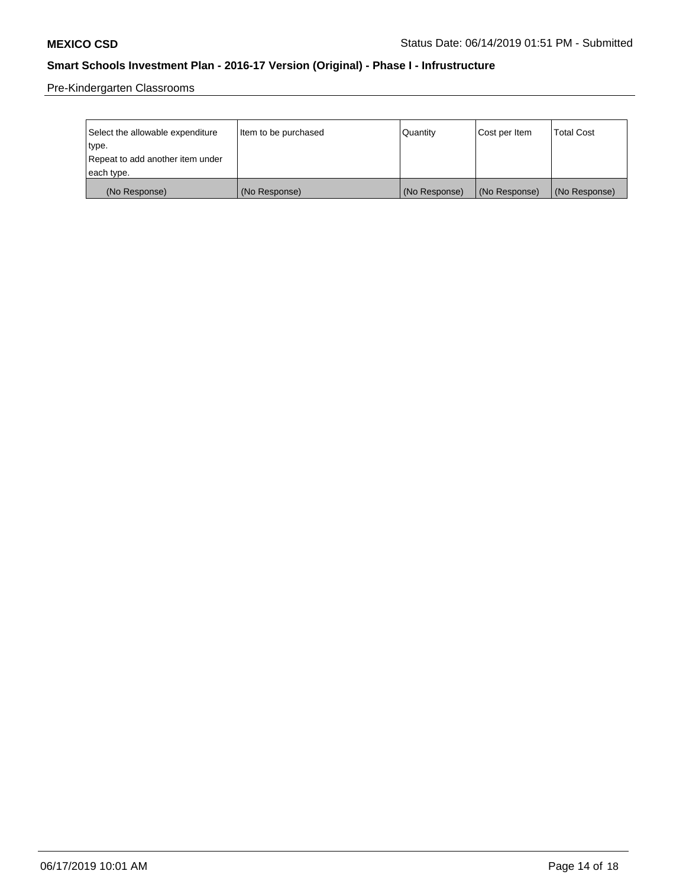Pre-Kindergarten Classrooms

| Select the allowable expenditure type. Repeat to add another item under each type. | Item to be purchased | Quantity | Cost per Item | Total Cost |
|---|---|---|---|---|
| (No Response) | (No Response) | (No Response) | (No Response) | (No Response) |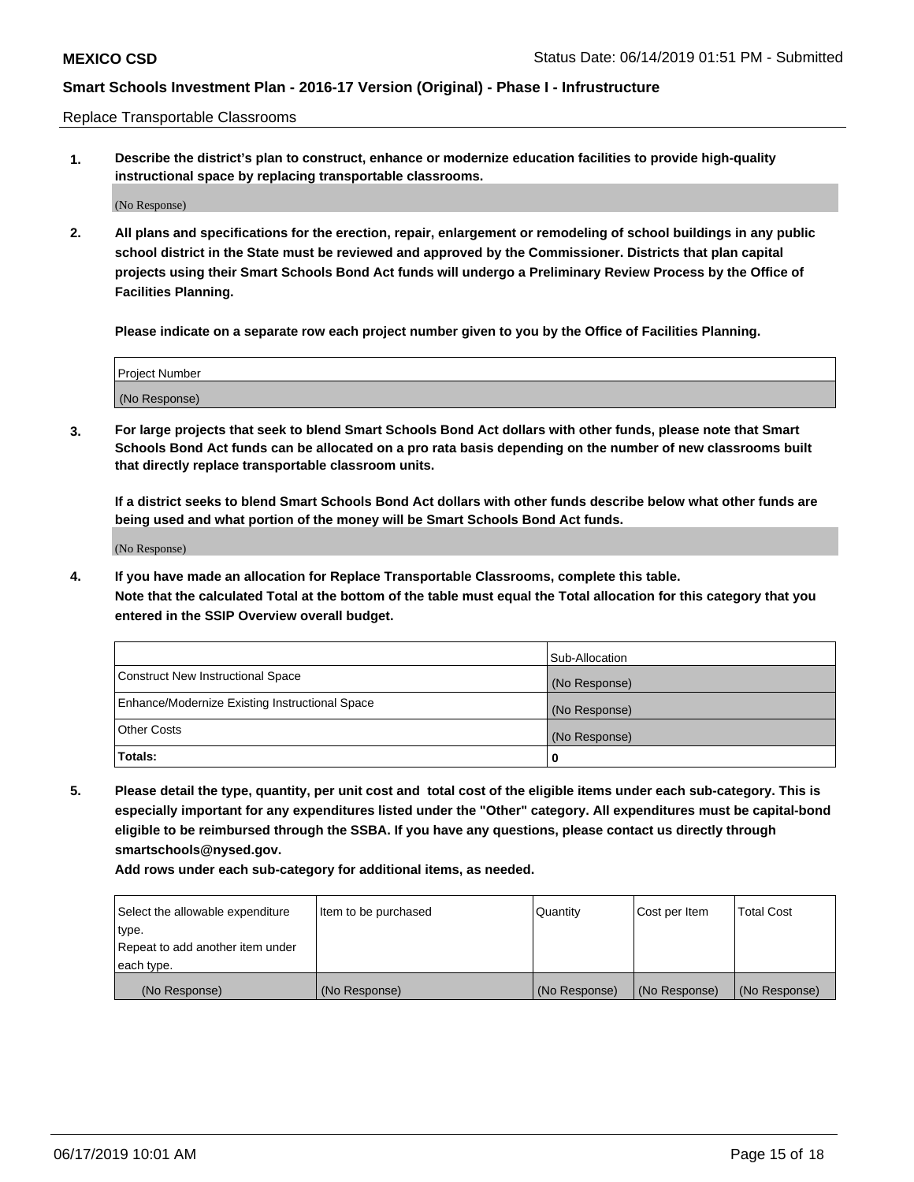Replace Transportable Classrooms

1. **Describe the district's plan to construct, enhance or modernize education facilities to provide high-quality instructional space by replacing transportable classrooms.**

(No Response)

2. **All plans and specifications for the erection, repair, enlargement or remodeling of school buildings in any public school district in the State must be reviewed and approved by the Commissioner. Districts that plan capital projects using their Smart Schools Bond Act funds will undergo a Preliminary Review Process by the Office of Facilities Planning.**

   **Please indicate on a separate row each project number given to you by the Office of Facilities Planning.**

| Project Number |
| --- |
| (No Response) |

3. **For large projects that seek to blend Smart Schools Bond Act dollars with other funds, please note that Smart Schools Bond Act funds can be allocated on a pro rata basis depending on the number of new classrooms built that directly replace transportable classroom units.**

   **If a district seeks to blend Smart Schools Bond Act dollars with other funds describe below what other funds are being used and what portion of the money will be Smart Schools Bond Act funds.**

(No Response)

4. **If you have made an allocation for Replace Transportable Classrooms, complete this table.**
   **Note that the calculated Total at the bottom of the table must equal the Total allocation for this category that you entered in the SSIP Overview overall budget.**

| | Sub-Allocation |
| --- | --- |
| Construct New Instructional Space | (No Response) |
| Enhance/Modernize Existing Instructional Space | (No Response) |
| Other Costs | (No Response) |
| **Totals:** | **0** |

5. **Please detail the type, quantity, per unit cost and total cost of the eligible items under each sub-category. This is especially important for any expenditures listed under the "Other" category. All expenditures must be capital-bond eligible to be reimbursed through the SSBA. If you have any questions, please contact us directly through smartschools@nysed.gov.**

   **Add rows under each sub-category for additional items, as needed.**

| Select the allowable expenditure type. Repeat to add another item under each type. | Item to be purchased | Quantity | Cost per Item | Total Cost |
| --- | --- | --- | --- | --- |
| (No Response) | (No Response) | (No Response) | (No Response) | (No Response) |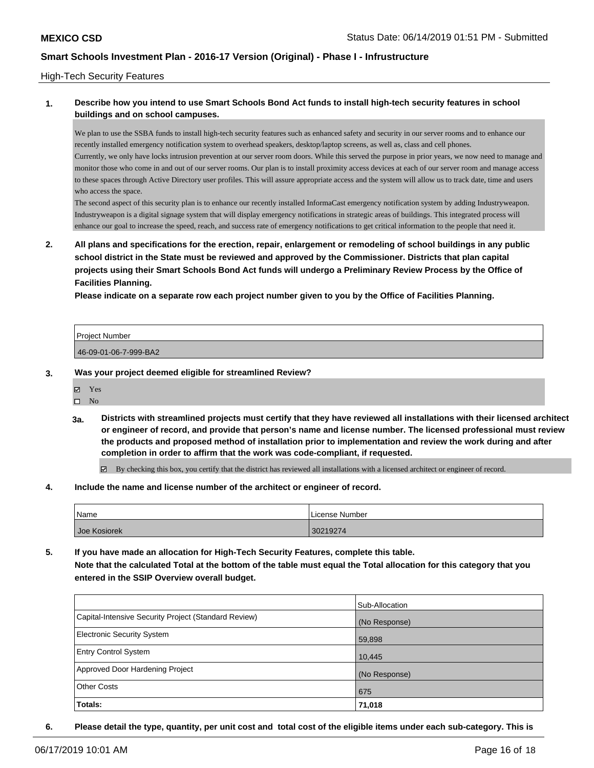## High-Tech Security Features

**1. Describe how you intend to use Smart Schools Bond Act funds to install high-tech security features in school buildings and on school campuses.**

We plan to use the SSBA funds to install high-tech security features such as enhanced safety and security in our server rooms and to enhance our recently installed emergency notification system to overhead speakers, desktop/laptop screens, as well as, class and cell phones.
Currently, we only have locks intrusion prevention at our server room doors. While this served the purpose in prior years, we now need to manage and monitor those who come in and out of our server rooms. Our plan is to install proximity access devices at each of our server room and manage access to these spaces through Active Directory user profiles. This will assure appropriate access and the system will allow us to track date, time and users who access the space.
The second aspect of this security plan is to enhance our recently installed InformaCast emergency notification system by adding Industryweapon. Industryweapon is a digital signage system that will display emergency notifications in strategic areas of buildings. This integrated process will enhance our goal to increase the speed, reach, and success rate of emergency notifications to get critical information to the people that need it.

**2. All plans and specifications for the erection, repair, enlargement or remodeling of school buildings in any public school district in the State must be reviewed and approved by the Commissioner. Districts that plan capital projects using their Smart Schools Bond Act funds will undergo a Preliminary Review Process by the Office of Facilities Planning.**

**Please indicate on a separate row each project number given to you by the Office of Facilities Planning.**

| Project Number |
| --- |
| 46-09-01-06-7-999-BA2 |

**3. Was your project deemed eligible for streamlined Review?**

- ☑ Yes
- ☐ No

**3a. Districts with streamlined projects must certify that they have reviewed all installations with their licensed architect or engineer of record, and provide that person's name and license number. The licensed professional must review the products and proposed method of installation prior to implementation and review the work during and after completion in order to affirm that the work was code-compliant, if requested.**

- ☑ By checking this box, you certify that the district has reviewed all installations with a licensed architect or engineer of record.

**4. Include the name and license number of the architect or engineer of record.**

| Name | License Number |
| --- | --- |
| Joe Kosiorek | 30219274 |

**5. If you have made an allocation for High-Tech Security Features, complete this table. Note that the calculated Total at the bottom of the table must equal the Total allocation for this category that you entered in the SSIP Overview overall budget.**

| | Sub-Allocation |
| --- | --- |
| Capital-Intensive Security Project (Standard Review) | (No Response) |
| Electronic Security System | 59,898 |
| Entry Control System | 10,445 |
| Approved Door Hardening Project | (No Response) |
| Other Costs | 675 |
| **Totals:** | **71,018** |

**6. Please detail the type, quantity, per unit cost and total cost of the eligible items under each sub-category. This is**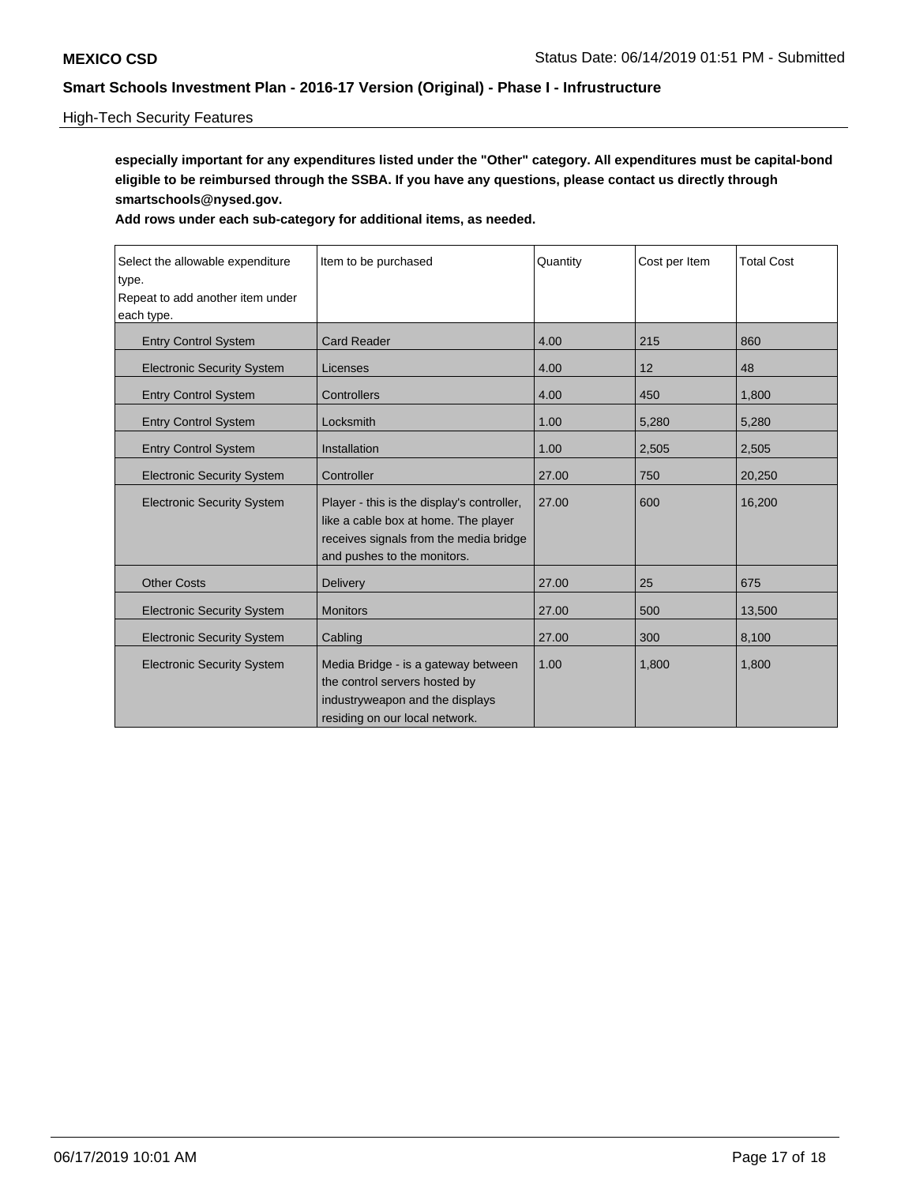High-Tech Security Features

**especially important for any expenditures listed under the "Other" category. All expenditures must be capital-bond eligible to be reimbursed through the SSBA. If you have any questions, please contact us directly through smartschools@nysed.gov.**

**Add rows under each sub-category for additional items, as needed.**

| Select the allowable expenditure type. Repeat to add another item under each type. | Item to be purchased | Quantity | Cost per Item | Total Cost |
|---|---|---|---|---|
| Entry Control System | Card Reader | 4.00 | 215 | 860 |
| Electronic Security System | Licenses | 4.00 | 12 | 48 |
| Entry Control System | Controllers | 4.00 | 450 | 1,800 |
| Entry Control System | Locksmith | 1.00 | 5,280 | 5,280 |
| Entry Control System | Installation | 1.00 | 2,505 | 2,505 |
| Electronic Security System | Controller | 27.00 | 750 | 20,250 |
| Electronic Security System | Player - this is the display's controller, like a cable box at home. The player receives signals from the media bridge and pushes to the monitors. | 27.00 | 600 | 16,200 |
| Other Costs | Delivery | 27.00 | 25 | 675 |
| Electronic Security System | Monitors | 27.00 | 500 | 13,500 |
| Electronic Security System | Cabling | 27.00 | 300 | 8,100 |
| Electronic Security System | Media Bridge - is a gateway between the control servers hosted by industryweapon and the displays residing on our local network. | 1.00 | 1,800 | 1,800 |